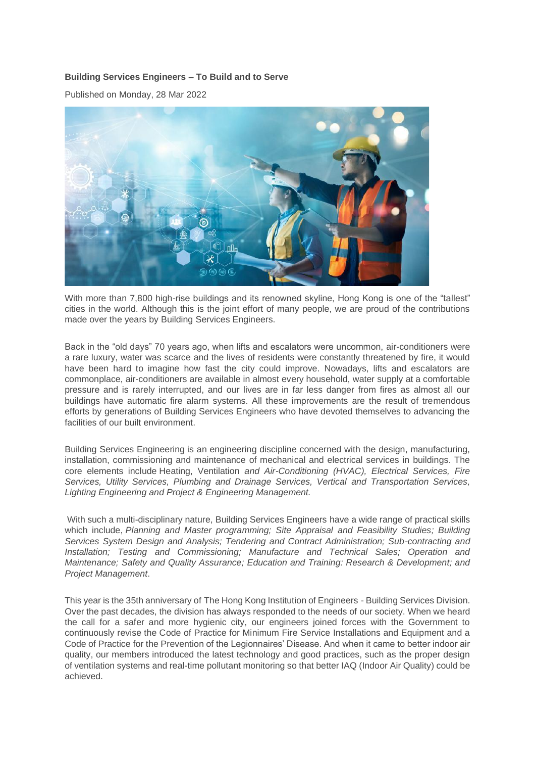**Building Services Engineers – To Build and to Serve**

Published on Monday, 28 Mar 2022

With more than 7,800 high-rise buildings and its renowned skyline, Hong Kong is one of the "tallest" cities in the world. Although this is the joint effort of many people, we are proud of the contributions made over the years by Building Services Engineers.

Back in the "old days" 70 years ago, when lifts and escalators were uncommon, air-conditioners were a rare luxury, water was scarce and the lives of residents were constantly threatened by fire, it would have been hard to imagine how fast the city could improve. Nowadays, lifts and escalators are commonplace, air-conditioners are available in almost every household, water supply at a comfortable pressure and is rarely interrupted, and our lives are in far less danger from fires as almost all our buildings have automatic fire alarm systems. All these improvements are the result of tremendous efforts by generations of Building Services Engineers who have devoted themselves to advancing the facilities of our built environment.

Building Services Engineering is an engineering discipline concerned with the design, manufacturing, installation, commissioning and maintenance of mechanical and electrical services in buildings. The core elements include Heating, Ventilation *and Air-Conditioning (HVAC), Electrical Services, Fire Services, Utility Services, Plumbing and Drainage Services, Vertical and Transportation Services, Lighting Engineering and Project & Engineering Management.*

With such a multi-disciplinary nature, Building Services Engineers have a wide range of practical skills which include, *Planning and Master programming; Site Appraisal and Feasibility Studies; Building Services System Design and Analysis; Tendering and Contract Administration; Sub-contracting and Installation; Testing and Commissioning; Manufacture and Technical Sales; Operation and Maintenance; Safety and Quality Assurance; Education and Training: Research & Development; and Project Management*.

This year is the 35th anniversary of The Hong Kong Institution of Engineers - Building Services Division. Over the past decades, the division has always responded to the needs of our society. When we heard the call for a safer and more hygienic city, our engineers joined forces with the Government to continuously revise the Code of Practice for Minimum Fire Service Installations and Equipment and a Code of Practice for the Prevention of the Legionnaires' Disease. And when it came to better indoor air quality, our members introduced the latest technology and good practices, such as the proper design of ventilation systems and real-time pollutant monitoring so that better IAQ (Indoor Air Quality) could be achieved.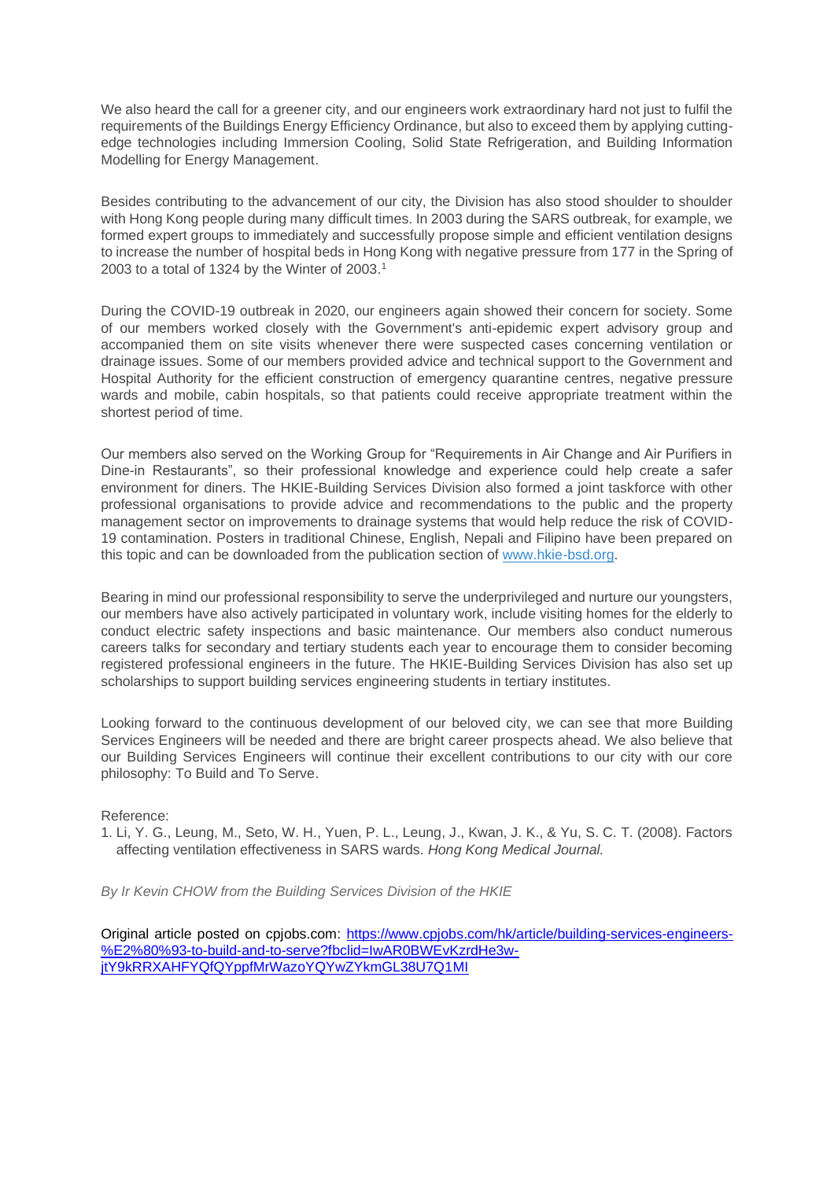We also heard the call for a greener city, and our engineers work extraordinary hard not just to fulfil the requirements of the Buildings Energy Efficiency Ordinance, but also to exceed them by applying cutting-edge technologies including Immersion Cooling, Solid State Refrigeration, and Building Information Modelling for Energy Management.

Besides contributing to the advancement of our city, the Division has also stood shoulder to shoulder with Hong Kong people during many difficult times. In 2003 during the SARS outbreak, for example, we formed expert groups to immediately and successfully propose simple and efficient ventilation designs to increase the number of hospital beds in Hong Kong with negative pressure from 177 in the Spring of 2003 to a total of 1324 by the Winter of 2003.[1]

During the COVID-19 outbreak in 2020, our engineers again showed their concern for society. Some of our members worked closely with the Government's anti-epidemic expert advisory group and accompanied them on site visits whenever there were suspected cases concerning ventilation or drainage issues. Some of our members provided advice and technical support to the Government and Hospital Authority for the efficient construction of emergency quarantine centres, negative pressure wards and mobile, cabin hospitals, so that patients could receive appropriate treatment within the shortest period of time.

Our members also served on the Working Group for "Requirements in Air Change and Air Purifiers in Dine-in Restaurants", so their professional knowledge and experience could help create a safer environment for diners. The HKIE-Building Services Division also formed a joint taskforce with other professional organisations to provide advice and recommendations to the public and the property management sector on improvements to drainage systems that would help reduce the risk of COVID-19 contamination. Posters in traditional Chinese, English, Nepali and Filipino have been prepared on this topic and can be downloaded from the publication section of [www.hkie-bsd.org](http://www.hkie-bsd.org).

Bearing in mind our professional responsibility to serve the underprivileged and nurture our youngsters, our members have also actively participated in voluntary work, include visiting homes for the elderly to conduct electric safety inspections and basic maintenance. Our members also conduct numerous careers talks for secondary and tertiary students each year to encourage them to consider becoming registered professional engineers in the future. The HKIE-Building Services Division has also set up scholarships to support building services engineering students in tertiary institutes.

Looking forward to the continuous development of our beloved city, we can see that more Building Services Engineers will be needed and there are bright career prospects ahead. We also believe that our Building Services Engineers will continue their excellent contributions to our city with our core philosophy: To Build and To Serve.

Reference:

1. Li, Y. G., Leung, M., Seto, W. H., Yuen, P. L., Leung, J., Kwan, J. K., & Yu, S. C. T. (2008). Factors affecting ventilation effectiveness in SARS wards. *Hong Kong Medical Journal.*

*By Ir Kevin CHOW from the Building Services Division of the HKIE*

Original article posted on cpjobs.com: [https://www.cpjobs.com/hk/article/building-services-engineers-%E2%80%93-to-build-and-to-serve?fbclid=IwAR0BWEvKzrdHe3w-jtY9kRRXAHFYQfQYppfMrWazoYQYwZYkmGL38U7Q1MI](https://www.cpjobs.com/hk/article/building-services-engineers-%E2%80%93-to-build-and-to-serve?fbclid=IwAR0BWEvKzrdHe3w-jtY9kRRXAHFYQfQYppfMrWazoYQYwZYkmGL38U7Q1MI)